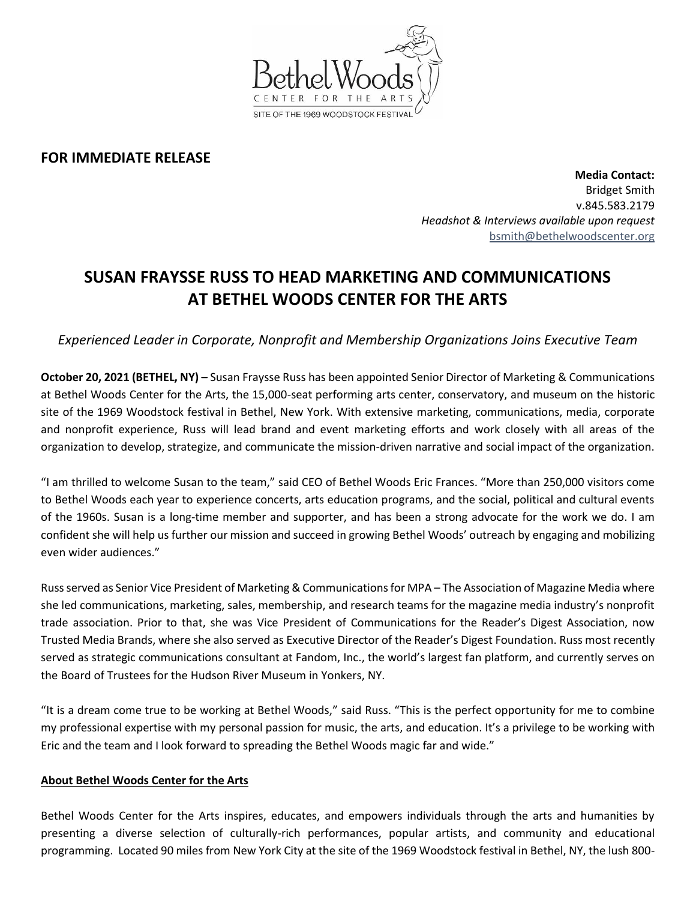Bethel Woods
CENTER FOR THE ARTS
SITE OF THE 1969 WOODSTOCK FESTIVAL

**FOR IMMEDIATE RELEASE**

**Media Contact:**
Bridget Smith
v.845.583.2179
*Headshot & Interviews available upon request*
bsmith@bethelwoodscenter.org

# SUSAN FRAYSSE RUSS TO HEAD MARKETING AND COMMUNICATIONS AT BETHEL WOODS CENTER FOR THE ARTS

*Experienced Leader in Corporate, Nonprofit and Membership Organizations Joins Executive Team*

**October 20, 2021 (BETHEL, NY) –** Susan Fraysse Russ has been appointed Senior Director of Marketing & Communications at Bethel Woods Center for the Arts, the 15,000-seat performing arts center, conservatory, and museum on the historic site of the 1969 Woodstock festival in Bethel, New York. With extensive marketing, communications, media, corporate and nonprofit experience, Russ will lead brand and event marketing efforts and work closely with all areas of the organization to develop, strategize, and communicate the mission-driven narrative and social impact of the organization.

"I am thrilled to welcome Susan to the team," said CEO of Bethel Woods Eric Frances. "More than 250,000 visitors come to Bethel Woods each year to experience concerts, arts education programs, and the social, political and cultural events of the 1960s. Susan is a long-time member and supporter, and has been a strong advocate for the work we do. I am confident she will help us further our mission and succeed in growing Bethel Woods' outreach by engaging and mobilizing even wider audiences."

Russ served as Senior Vice President of Marketing & Communications for MPA – The Association of Magazine Media where she led communications, marketing, sales, membership, and research teams for the magazine media industry's nonprofit trade association. Prior to that, she was Vice President of Communications for the Reader's Digest Association, now Trusted Media Brands, where she also served as Executive Director of the Reader's Digest Foundation. Russ most recently served as strategic communications consultant at Fandom, Inc., the world's largest fan platform, and currently serves on the Board of Trustees for the Hudson River Museum in Yonkers, NY.

"It is a dream come true to be working at Bethel Woods," said Russ. "This is the perfect opportunity for me to combine my professional expertise with my personal passion for music, the arts, and education. It's a privilege to be working with Eric and the team and I look forward to spreading the Bethel Woods magic far and wide."

**About Bethel Woods Center for the Arts**

Bethel Woods Center for the Arts inspires, educates, and empowers individuals through the arts and humanities by presenting a diverse selection of culturally-rich performances, popular artists, and community and educational programming. Located 90 miles from New York City at the site of the 1969 Woodstock festival in Bethel, NY, the lush 800-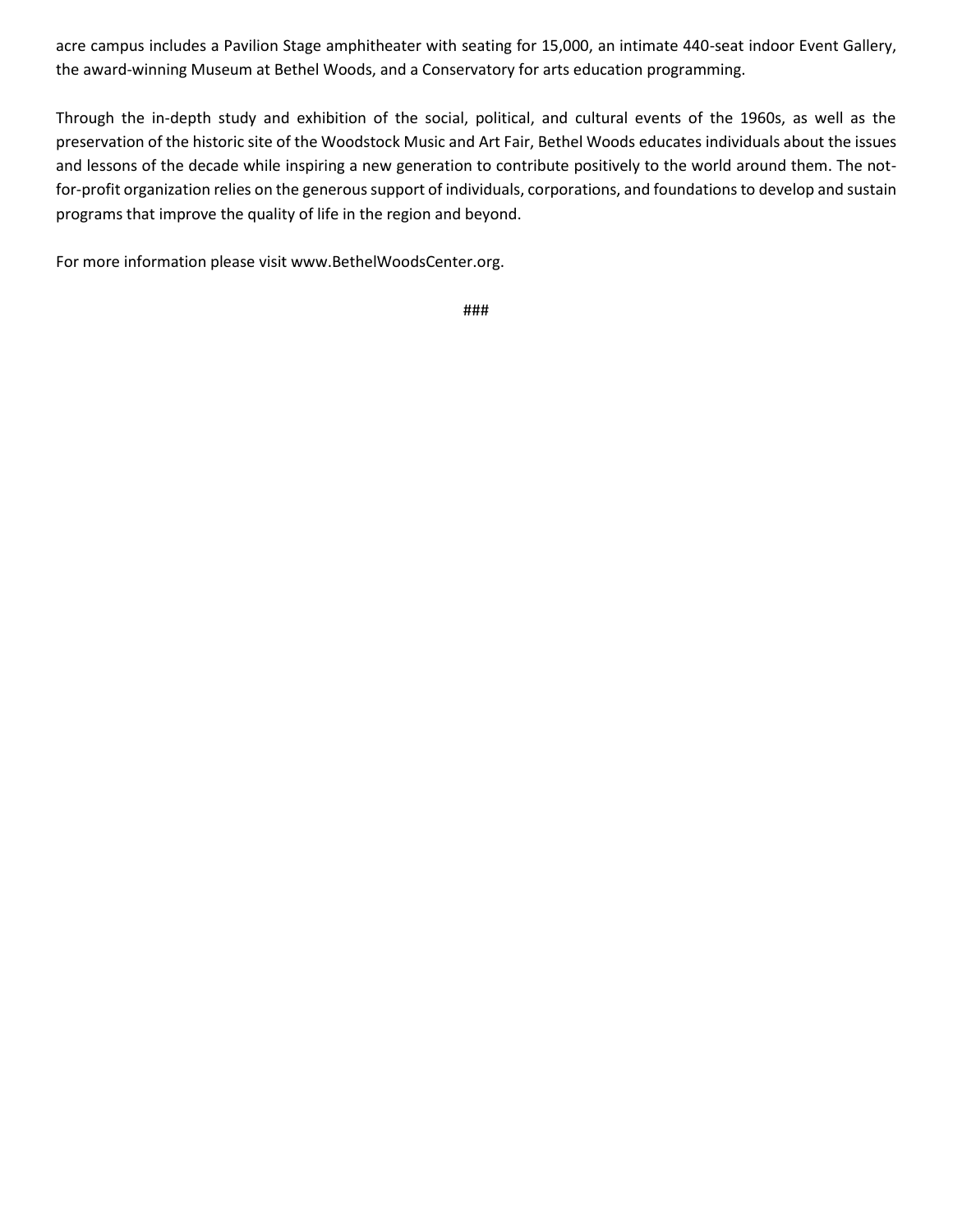acre campus includes a Pavilion Stage amphitheater with seating for 15,000, an intimate 440-seat indoor Event Gallery, the award-winning Museum at Bethel Woods, and a Conservatory for arts education programming.

Through the in-depth study and exhibition of the social, political, and cultural events of the 1960s, as well as the preservation of the historic site of the Woodstock Music and Art Fair, Bethel Woods educates individuals about the issues and lessons of the decade while inspiring a new generation to contribute positively to the world around them. The not-for-profit organization relies on the generous support of individuals, corporations, and foundations to develop and sustain programs that improve the quality of life in the region and beyond.

For more information please visit www.BethelWoodsCenter.org.

###